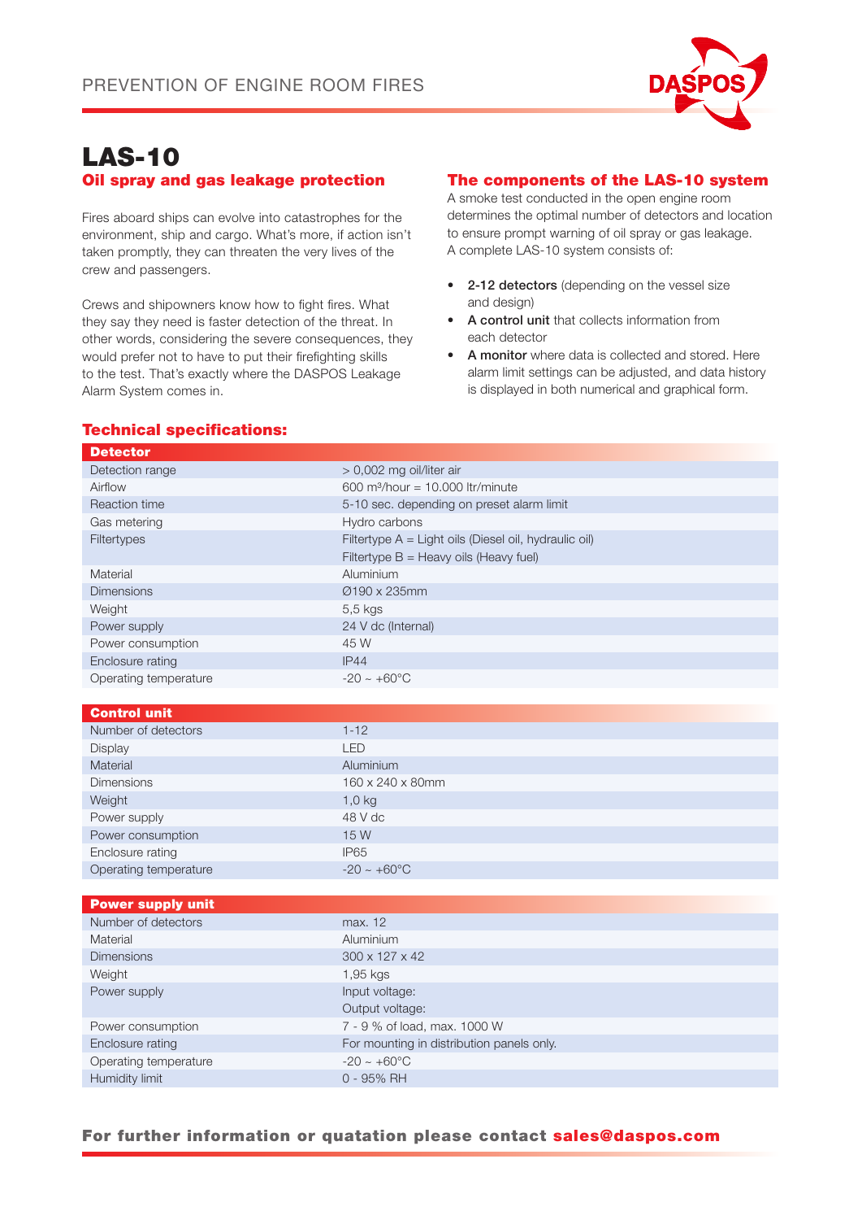# LAS-10

## Oil spray and gas leakage protection

Fires aboard ships can evolve into catastrophes for the environment, ship and cargo. What's more, if action isn't taken promptly, they can threaten the very lives of the crew and passengers.

Crews and shipowners know how to fight fires. What they say they need is faster detection of the threat. In other words, considering the severe consequences, they would prefer not to have to put their firefighting skills to the test. That's exactly where the DASPOS Leakage Alarm System comes in.

## The components of the LAS-10 system

A smoke test conducted in the open engine room determines the optimal number of detectors and location to ensure prompt warning of oil spray or gas leakage. A complete LAS-10 system consists of:

- **2-12 detectors** (depending on the vessel size and design)
- **A control unit** that collects information from each detector
- **A monitor** where data is collected and stored. Here alarm limit settings can be adjusted, and data history is displayed in both numerical and graphical form.

## Technical specifications:

| **Detector** | |
|---|---|
| Detection range | > 0,002 mg oil/liter air |
| Airflow | 600 m³/hour = 10.000 ltr/minute |
| Reaction time | 5-10 sec. depending on preset alarm limit |
| Gas metering | Hydro carbons |
| Filtertypes | Filtertype A = Light oils (Diesel oil, hydraulic oil)<br>Filtertype B = Heavy oils (Heavy fuel) |
| Material | Aluminium |
| Dimensions | Ø190 x 235mm |
| Weight | 5,5 kgs |
| Power supply | 24 V dc (Internal) |
| Power consumption | 45 W |
| Enclosure rating | IP44 |
| Operating temperature | -20 ~ +60°C |

| **Control unit** | |
|---|---|
| Number of detectors | 1-12 |
| Display | LED |
| Material | Aluminium |
| Dimensions | 160 x 240 x 80mm |
| Weight | 1,0 kg |
| Power supply | 48 V dc |
| Power consumption | 15 W |
| Enclosure rating | IP65 |
| Operating temperature | -20 ~ +60°C |

| **Power supply unit** | |
|---|---|
| Number of detectors | max. 12 |
| Material | Aluminium |
| Dimensions | 300 x 127 x 42 |
| Weight | 1,95 kgs |
| Power supply | Input voltage:<br>Output voltage: |
| Power consumption | 7 - 9 % of load, max. 1000 W |
| Enclosure rating | For mounting in distribution panels only. |
| Operating temperature | -20 ~ +60°C |
| Humidity limit | 0 - 95% RH |

**For further information or quatation please contact sales@daspos.com**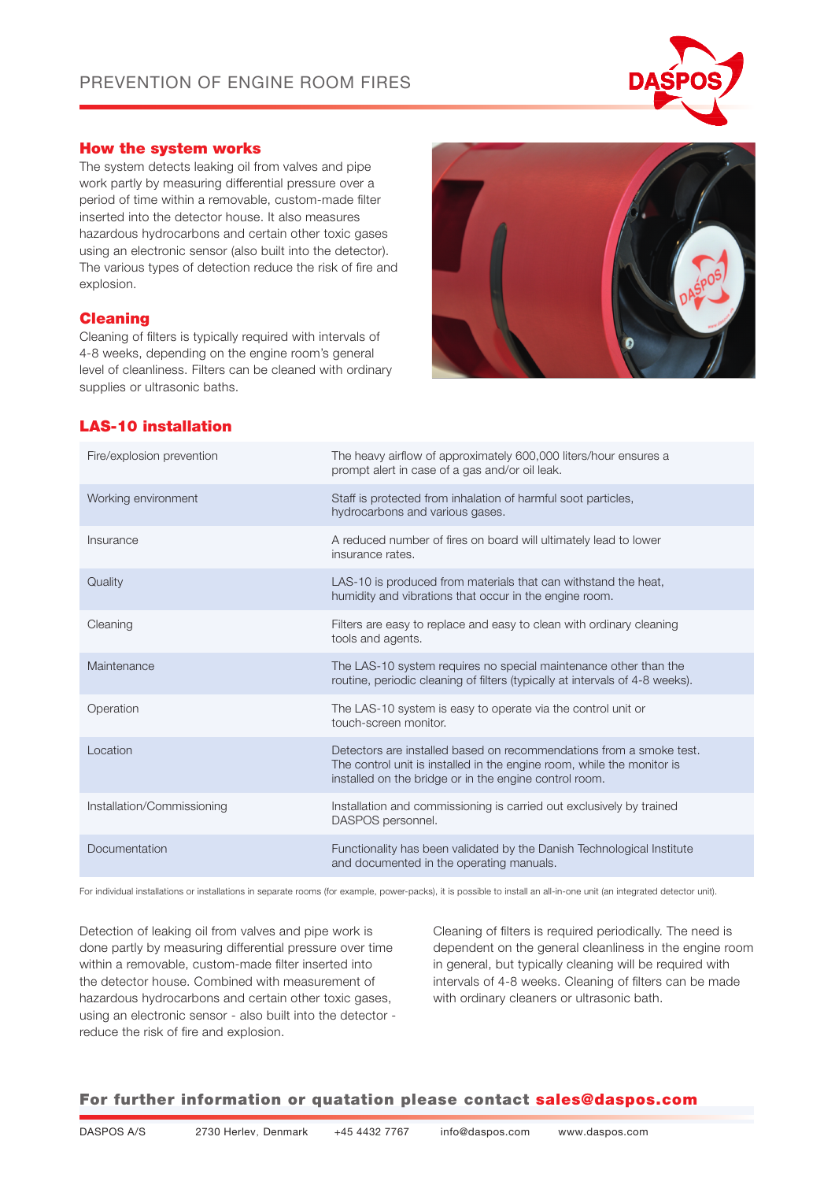# PREVENTION OF ENGINE ROOM FIRES

## How the system works

The system detects leaking oil from valves and pipe work partly by measuring differential pressure over a period of time within a removable, custom-made filter inserted into the detector house. It also measures hazardous hydrocarbons and certain other toxic gases using an electronic sensor (also built into the detector). The various types of detection reduce the risk of fire and explosion.

## Cleaning

Cleaning of filters is typically required with intervals of 4-8 weeks, depending on the engine room's general level of cleanliness. Filters can be cleaned with ordinary supplies or ultrasonic baths.

## LAS-10 installation

| | |
|---|---|
| Fire/explosion prevention | The heavy airflow of approximately 600,000 liters/hour ensures a prompt alert in case of a gas and/or oil leak. |
| Working environment | Staff is protected from inhalation of harmful soot particles, hydrocarbons and various gases. |
| Insurance | A reduced number of fires on board will ultimately lead to lower insurance rates. |
| Quality | LAS-10 is produced from materials that can withstand the heat, humidity and vibrations that occur in the engine room. |
| Cleaning | Filters are easy to replace and easy to clean with ordinary cleaning tools and agents. |
| Maintenance | The LAS-10 system requires no special maintenance other than the routine, periodic cleaning of filters (typically at intervals of 4-8 weeks). |
| Operation | The LAS-10 system is easy to operate via the control unit or touch-screen monitor. |
| Location | Detectors are installed based on recommendations from a smoke test. The control unit is installed in the engine room, while the monitor is installed on the bridge or in the engine control room. |
| Installation/Commissioning | Installation and commissioning is carried out exclusively by trained DASPOS personnel. |
| Documentation | Functionality has been validated by the Danish Technological Institute and documented in the operating manuals. |

For individual installations or installations in separate rooms (for example, power-packs), it is possible to install an all-in-one unit (an integrated detector unit).

Detection of leaking oil from valves and pipe work is done partly by measuring differential pressure over time within a removable, custom-made filter inserted into the detector house. Combined with measurement of hazardous hydrocarbons and certain other toxic gases, using an electronic sensor - also built into the detector - reduce the risk of fire and explosion.

Cleaning of filters is required periodically. The need is dependent on the general cleanliness in the engine room in general, but typically cleaning will be required with intervals of 4-8 weeks. Cleaning of filters can be made with ordinary cleaners or ultrasonic bath.

**For further information or quatation please contact sales@daspos.com**

DASPOS A/S 2730 Herlev, Denmark +45 4432 7767 info@daspos.com www.daspos.com